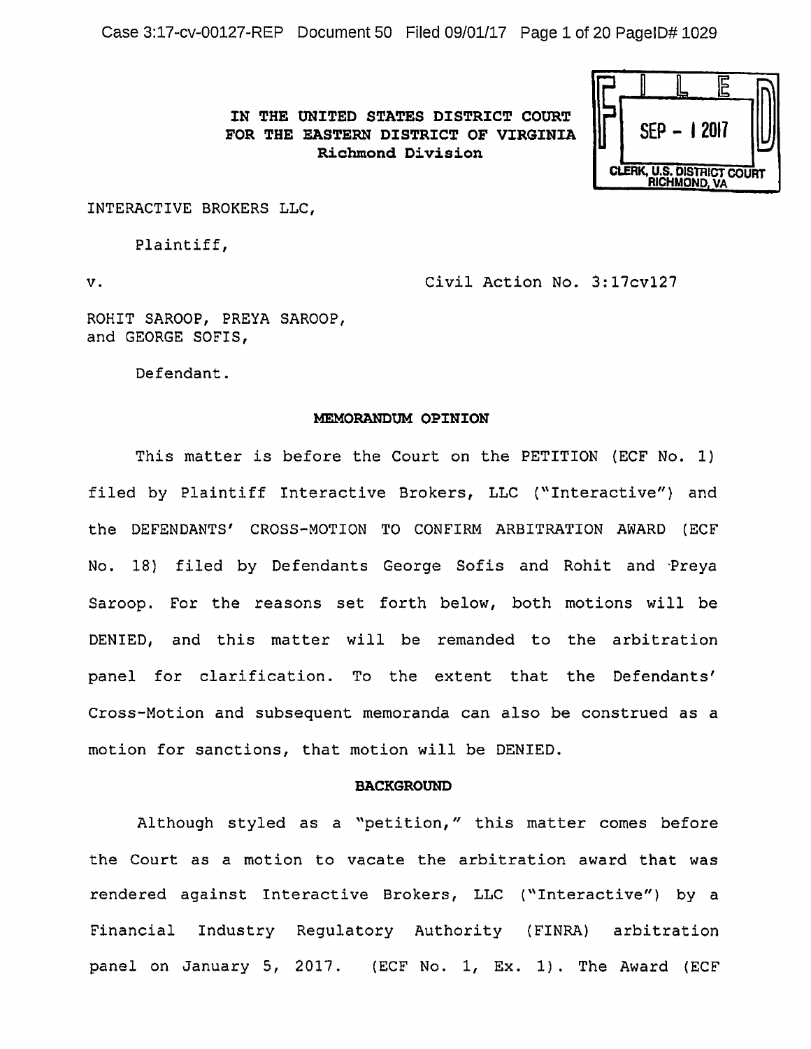**IN THE UNITED STATES DISTRICT COURT**
**FOR THE EASTERN DISTRICT OF VIRGINIA**
**Richmond Division**

FILED
SEP - 1 2017
CLERK, U.S. DISTRICT COURT
RICHMOND, VA

INTERACTIVE BROKERS LLC,

Plaintiff,

v. Civil Action No. 3:17cv127

ROHIT SAROOP, PREYA SAROOP, and GEORGE SOFIS,

Defendant.

**MEMORANDUM OPINION**

This matter is before the Court on the PETITION (ECF No. 1) filed by Plaintiff Interactive Brokers, LLC ("Interactive") and the DEFENDANTS' CROSS-MOTION TO CONFIRM ARBITRATION AWARD (ECF No. 18) filed by Defendants George Sofis and Rohit and Preya Saroop. For the reasons set forth below, both motions will be DENIED, and this matter will be remanded to the arbitration panel for clarification. To the extent that the Defendants' Cross-Motion and subsequent memoranda can also be construed as a motion for sanctions, that motion will be DENIED.

**BACKGROUND**

Although styled as a "petition," this matter comes before the Court as a motion to vacate the arbitration award that was rendered against Interactive Brokers, LLC ("Interactive") by a Financial Industry Regulatory Authority (FINRA) arbitration panel on January 5, 2017. (ECF No. 1, Ex. 1). The Award (ECF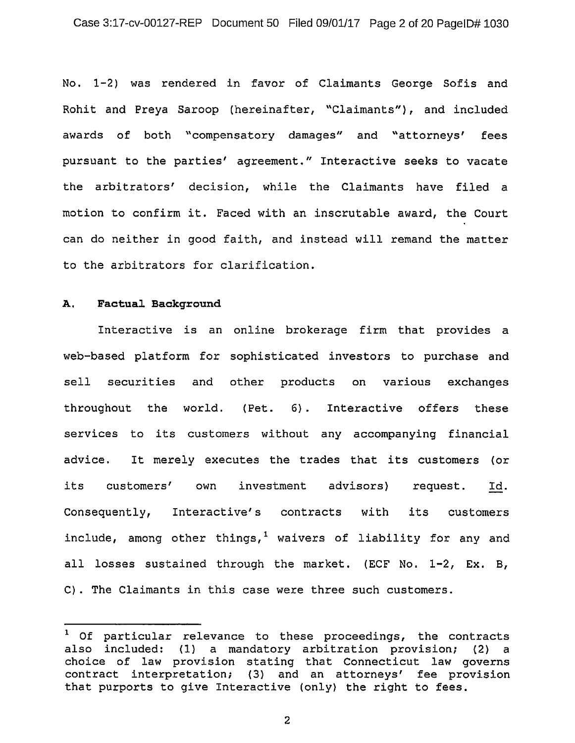No. 1-2) was rendered in favor of Claimants George Sofis and Rohit and Preya Saroop (hereinafter, "Claimants"), and included awards of both "compensatory damages" and "attorneys' fees pursuant to the parties' agreement." Interactive seeks to vacate the arbitrators' decision, while the Claimants have filed a motion to confirm it. Faced with an inscrutable award, the Court can do neither in good faith, and instead will remand the matter to the arbitrators for clarification.

### A. Factual Background

Interactive is an online brokerage firm that provides a web-based platform for sophisticated investors to purchase and sell securities and other products on various exchanges throughout the world. (Pet. 6). Interactive offers these services to its customers without any accompanying financial advice. It merely executes the trades that its customers (or its customers' own investment advisors) request. Id. Consequently, Interactive's contracts with its customers include, among other things,[1] waivers of liability for any and all losses sustained through the market. (ECF No. 1-2, Ex. B, C). The Claimants in this case were three such customers.

---

[1] Of particular relevance to these proceedings, the contracts also included: (1) a mandatory arbitration provision; (2) a choice of law provision stating that Connecticut law governs contract interpretation; (3) and an attorneys' fee provision that purports to give Interactive (only) the right to fees.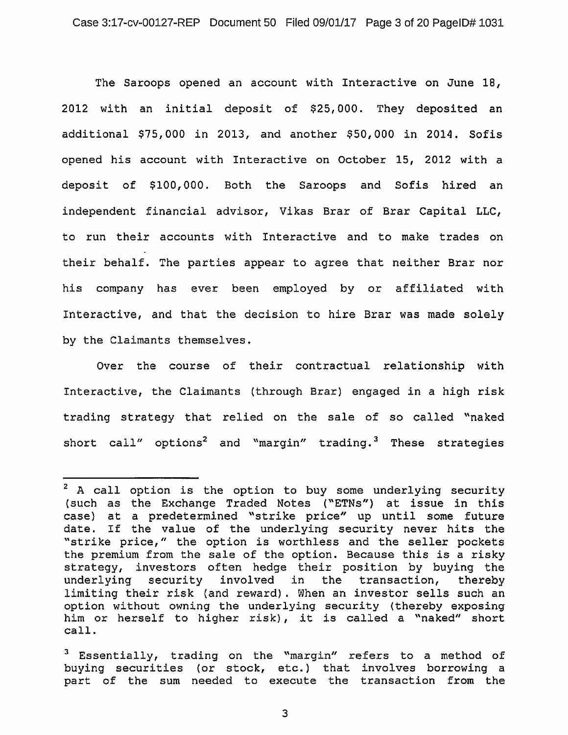The Saroops opened an account with Interactive on June 18, 2012 with an initial deposit of $25,000. They deposited an additional $75,000 in 2013, and another $50,000 in 2014. Sofis opened his account with Interactive on October 15, 2012 with a deposit of $100,000. Both the Saroops and Sofis hired an independent financial advisor, Vikas Brar of Brar Capital LLC, to run their accounts with Interactive and to make trades on their behalf. The parties appear to agree that neither Brar nor his company has ever been employed by or affiliated with Interactive, and that the decision to hire Brar was made solely by the Claimants themselves.

Over the course of their contractual relationship with Interactive, the Claimants (through Brar) engaged in a high risk trading strategy that relied on the sale of so called "naked short call" options[2] and "margin" trading.[3] These strategies

---

[2] A call option is the option to buy some underlying security (such as the Exchange Traded Notes ("ETNs") at issue in this case) at a predetermined "strike price" up until some future date. If the value of the underlying security never hits the "strike price," the option is worthless and the seller pockets the premium from the sale of the option. Because this is a risky strategy, investors often hedge their position by buying the underlying security involved in the transaction, thereby limiting their risk (and reward). When an investor sells such an option without owning the underlying security (thereby exposing him or herself to higher risk), it is called a "naked" short call.

[3] Essentially, trading on the "margin" refers to a method of buying securities (or stock, etc.) that involves borrowing a part of the sum needed to execute the transaction from the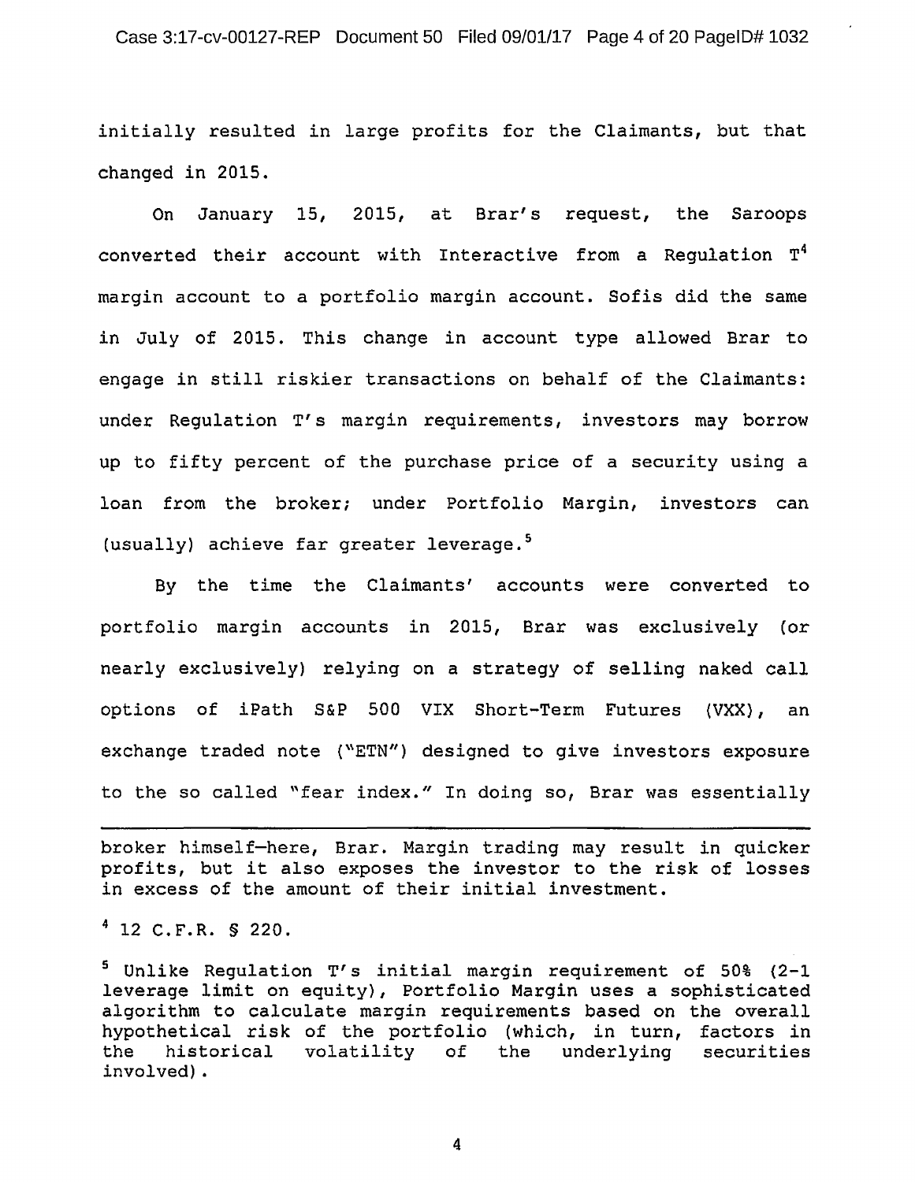initially resulted in large profits for the Claimants, but that changed in 2015.

On January 15, 2015, at Brar's request, the Saroops converted their account with Interactive from a Regulation T[4] margin account to a portfolio margin account. Sofis did the same in July of 2015. This change in account type allowed Brar to engage in still riskier transactions on behalf of the Claimants: under Regulation T's margin requirements, investors may borrow up to fifty percent of the purchase price of a security using a loan from the broker; under Portfolio Margin, investors can (usually) achieve far greater leverage.[5]

By the time the Claimants' accounts were converted to portfolio margin accounts in 2015, Brar was exclusively (or nearly exclusively) relying on a strategy of selling naked call options of iPath S&P 500 VIX Short-Term Futures (VXX), an exchange traded note ("ETN") designed to give investors exposure to the so called "fear index." In doing so, Brar was essentially

---

broker himself—here, Brar. Margin trading may result in quicker profits, but it also exposes the investor to the risk of losses in excess of the amount of their initial investment.

[4] 12 C.F.R. § 220.

[5] Unlike Regulation T's initial margin requirement of 50% (2-1 leverage limit on equity), Portfolio Margin uses a sophisticated algorithm to calculate margin requirements based on the overall hypothetical risk of the portfolio (which, in turn, factors in the historical volatility of the underlying securities involved).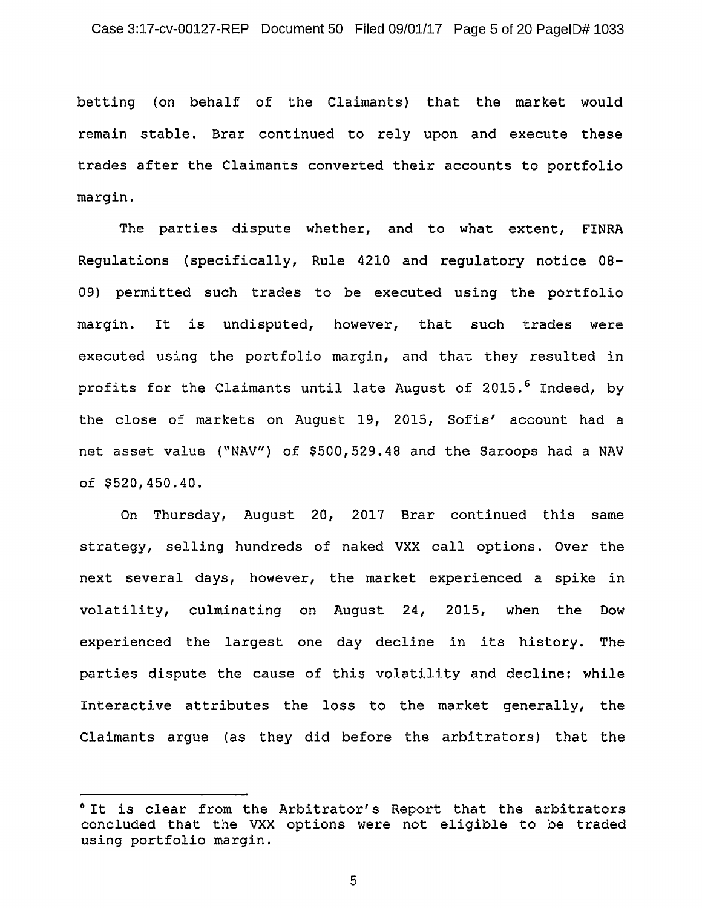betting (on behalf of the Claimants) that the market would remain stable. Brar continued to rely upon and execute these trades after the Claimants converted their accounts to portfolio margin.

The parties dispute whether, and to what extent, FINRA Regulations (specifically, Rule 4210 and regulatory notice 08-09) permitted such trades to be executed using the portfolio margin. It is undisputed, however, that such trades were executed using the portfolio margin, and that they resulted in profits for the Claimants until late August of 2015.[6] Indeed, by the close of markets on August 19, 2015, Sofis' account had a net asset value ("NAV") of $500,529.48 and the Saroops had a NAV of $520,450.40.

On Thursday, August 20, 2017 Brar continued this same strategy, selling hundreds of naked VXX call options. Over the next several days, however, the market experienced a spike in volatility, culminating on August 24, 2015, when the Dow experienced the largest one day decline in its history. The parties dispute the cause of this volatility and decline: while Interactive attributes the loss to the market generally, the Claimants argue (as they did before the arbitrators) that the

---

[6] It is clear from the Arbitrator's Report that the arbitrators concluded that the VXX options were not eligible to be traded using portfolio margin.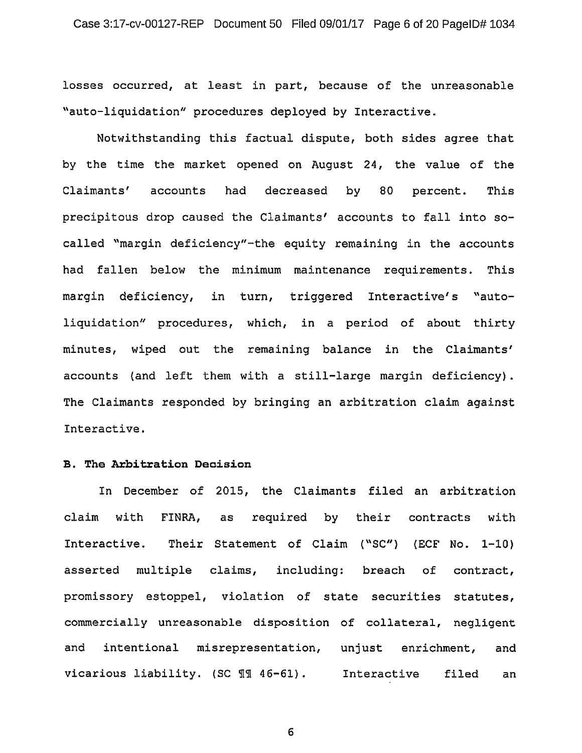losses occurred, at least in part, because of the unreasonable "auto-liquidation" procedures deployed by Interactive.

Notwithstanding this factual dispute, both sides agree that by the time the market opened on August 24, the value of the Claimants' accounts had decreased by 80 percent. This precipitous drop caused the Claimants' accounts to fall into so-called "margin deficiency"-the equity remaining in the accounts had fallen below the minimum maintenance requirements. This margin deficiency, in turn, triggered Interactive's "auto-liquidation" procedures, which, in a period of about thirty minutes, wiped out the remaining balance in the Claimants' accounts (and left them with a still-large margin deficiency). The Claimants responded by bringing an arbitration claim against Interactive.

**B. The Arbitration Decision**

In December of 2015, the Claimants filed an arbitration claim with FINRA, as required by their contracts with Interactive. Their Statement of Claim ("SC") (ECF No. 1-10) asserted multiple claims, including: breach of contract, promissory estoppel, violation of state securities statutes, commercially unreasonable disposition of collateral, negligent and intentional misrepresentation, unjust enrichment, and vicarious liability. (SC ¶¶ 46-61). Interactive filed an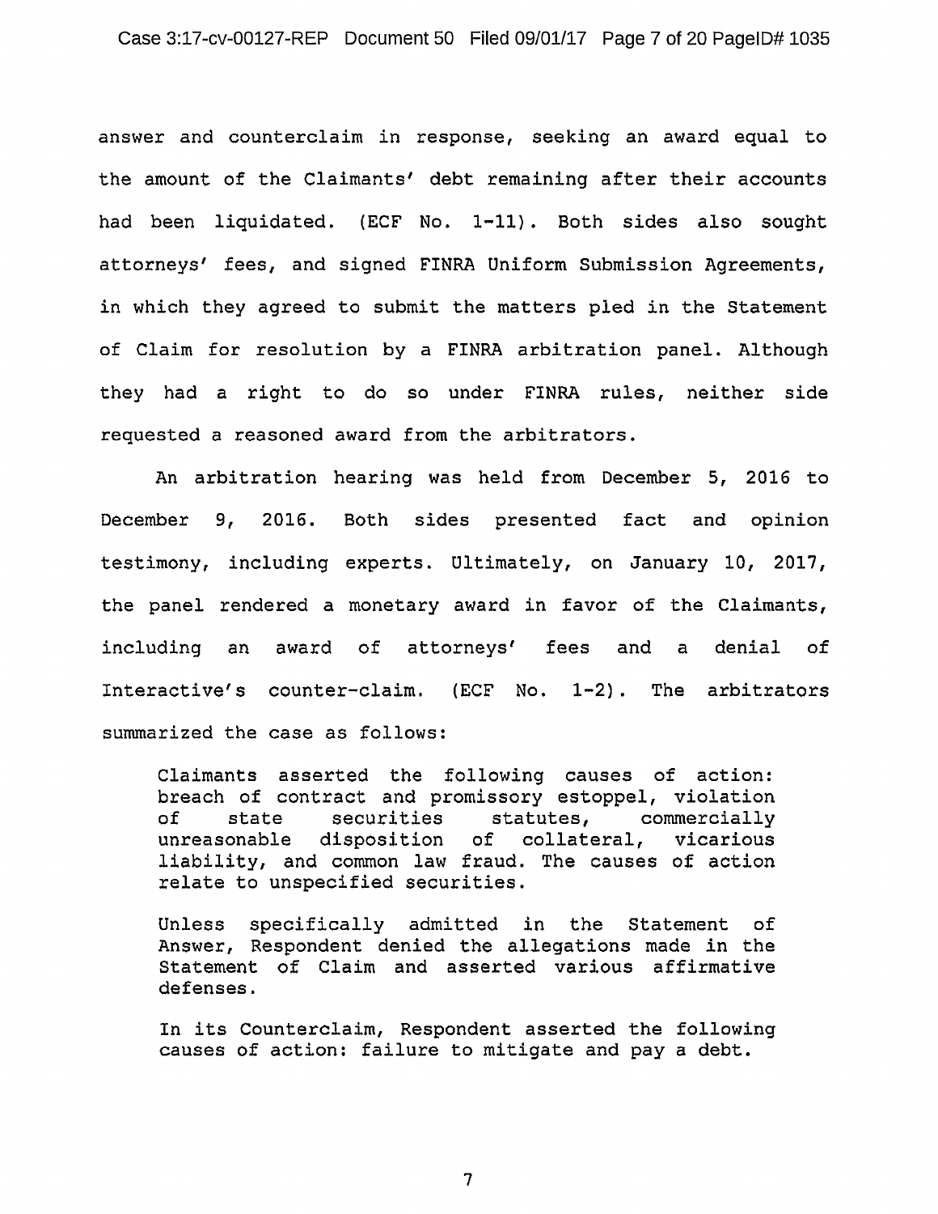answer and counterclaim in response, seeking an award equal to the amount of the Claimants' debt remaining after their accounts had been liquidated. (ECF No. 1-11). Both sides also sought attorneys' fees, and signed FINRA Uniform Submission Agreements, in which they agreed to submit the matters pled in the Statement of Claim for resolution by a FINRA arbitration panel. Although they had a right to do so under FINRA rules, neither side requested a reasoned award from the arbitrators.

An arbitration hearing was held from December 5, 2016 to December 9, 2016. Both sides presented fact and opinion testimony, including experts. Ultimately, on January 10, 2017, the panel rendered a monetary award in favor of the Claimants, including an award of attorneys' fees and a denial of Interactive's counter-claim. (ECF No. 1-2). The arbitrators summarized the case as follows:

> Claimants asserted the following causes of action: breach of contract and promissory estoppel, violation of state securities statutes, commercially unreasonable disposition of collateral, vicarious liability, and common law fraud. The causes of action relate to unspecified securities.
>
> Unless specifically admitted in the Statement of Answer, Respondent denied the allegations made in the Statement of Claim and asserted various affirmative defenses.
>
> In its Counterclaim, Respondent asserted the following causes of action: failure to mitigate and pay a debt.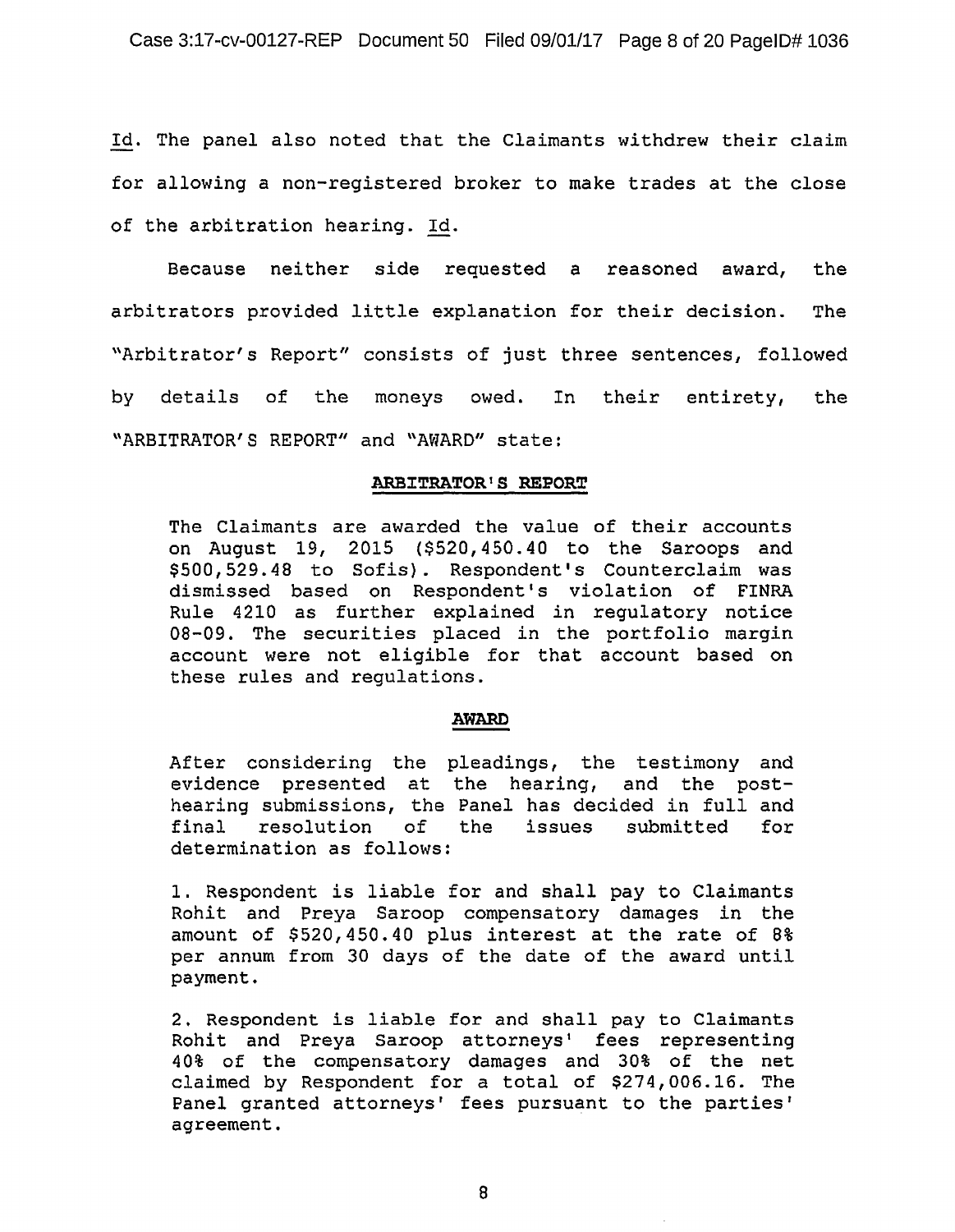Id. The panel also noted that the Claimants withdrew their claim for allowing a non-registered broker to make trades at the close of the arbitration hearing. Id.

Because neither side requested a reasoned award, the arbitrators provided little explanation for their decision. The "Arbitrator's Report" consists of just three sentences, followed by details of the moneys owed. In their entirety, the "ARBITRATOR'S REPORT" and "AWARD" state:

> **ARBITRATOR'S REPORT**
>
> The Claimants are awarded the value of their accounts on August 19, 2015 ($520,450.40 to the Saroops and $500,529.48 to Sofis). Respondent's Counterclaim was dismissed based on Respondent's violation of FINRA Rule 4210 as further explained in regulatory notice 08-09. The securities placed in the portfolio margin account were not eligible for that account based on these rules and regulations.
>
> **AWARD**
>
> After considering the pleadings, the testimony and evidence presented at the hearing, and the post-hearing submissions, the Panel has decided in full and final resolution of the issues submitted for determination as follows:
>
> 1. Respondent is liable for and shall pay to Claimants Rohit and Preya Saroop compensatory damages in the amount of $520,450.40 plus interest at the rate of 8% per annum from 30 days of the date of the award until payment.
>
> 2. Respondent is liable for and shall pay to Claimants Rohit and Preya Saroop attorneys' fees representing 40% of the compensatory damages and 30% of the net claimed by Respondent for a total of $274,006.16. The Panel granted attorneys' fees pursuant to the parties' agreement.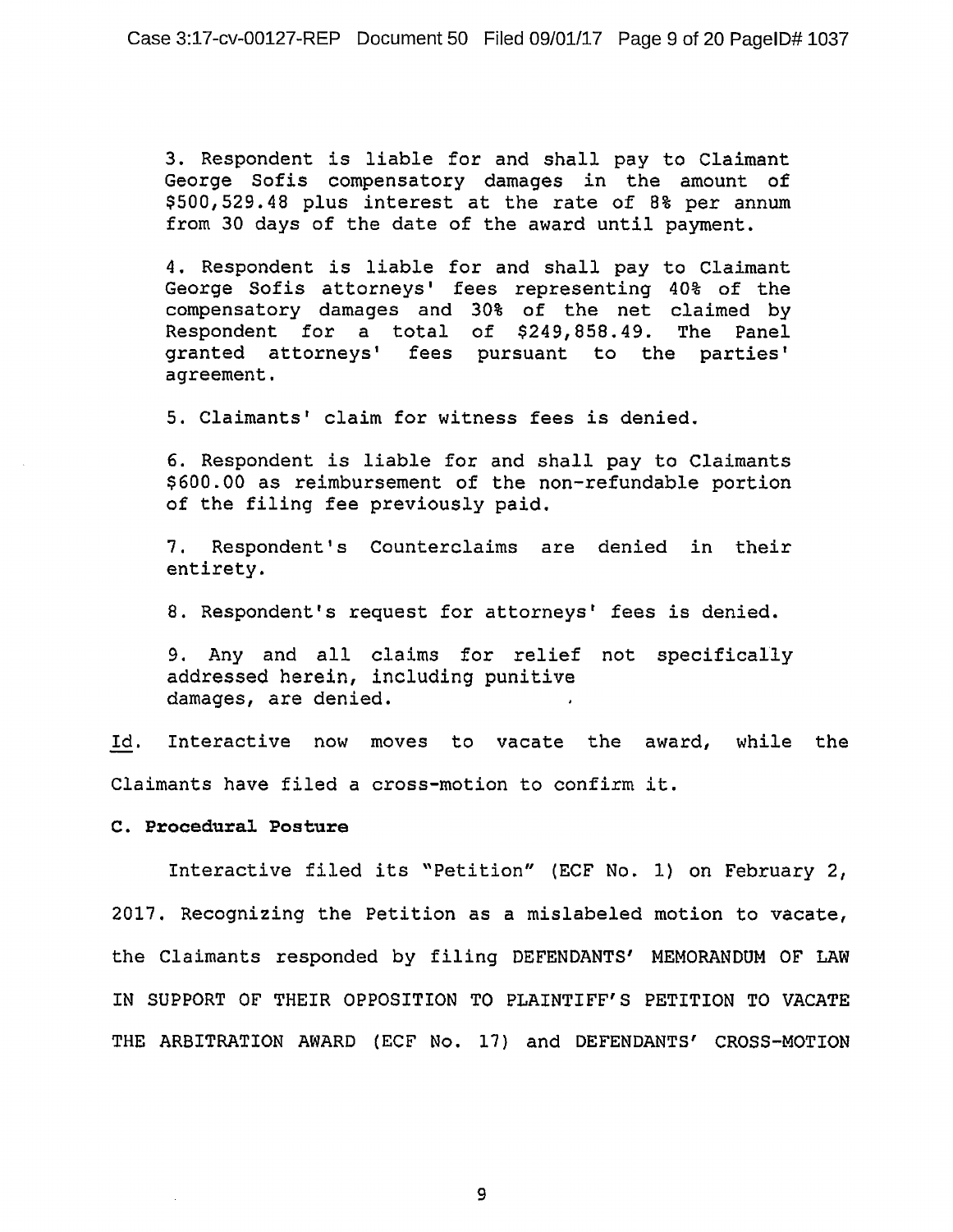3. Respondent is liable for and shall pay to Claimant George Sofis compensatory damages in the amount of $500,529.48 plus interest at the rate of 8% per annum from 30 days of the date of the award until payment.

4. Respondent is liable for and shall pay to Claimant George Sofis attorneys' fees representing 40% of the compensatory damages and 30% of the net claimed by Respondent for a total of $249,858.49. The Panel granted attorneys' fees pursuant to the parties' agreement.

5. Claimants' claim for witness fees is denied.

6. Respondent is liable for and shall pay to Claimants $600.00 as reimbursement of the non-refundable portion of the filing fee previously paid.

7. Respondent's Counterclaims are denied in their entirety.

8. Respondent's request for attorneys' fees is denied.

9. Any and all claims for relief not specifically addressed herein, including punitive damages, are denied.

Id. Interactive now moves to vacate the award, while the Claimants have filed a cross-motion to confirm it.

**C. Procedural Posture**

Interactive filed its "Petition" (ECF No. 1) on February 2, 2017. Recognizing the Petition as a mislabeled motion to vacate, the Claimants responded by filing DEFENDANTS' MEMORANDUM OF LAW IN SUPPORT OF THEIR OPPOSITION TO PLAINTIFF'S PETITION TO VACATE THE ARBITRATION AWARD (ECF No. 17) and DEFENDANTS' CROSS-MOTION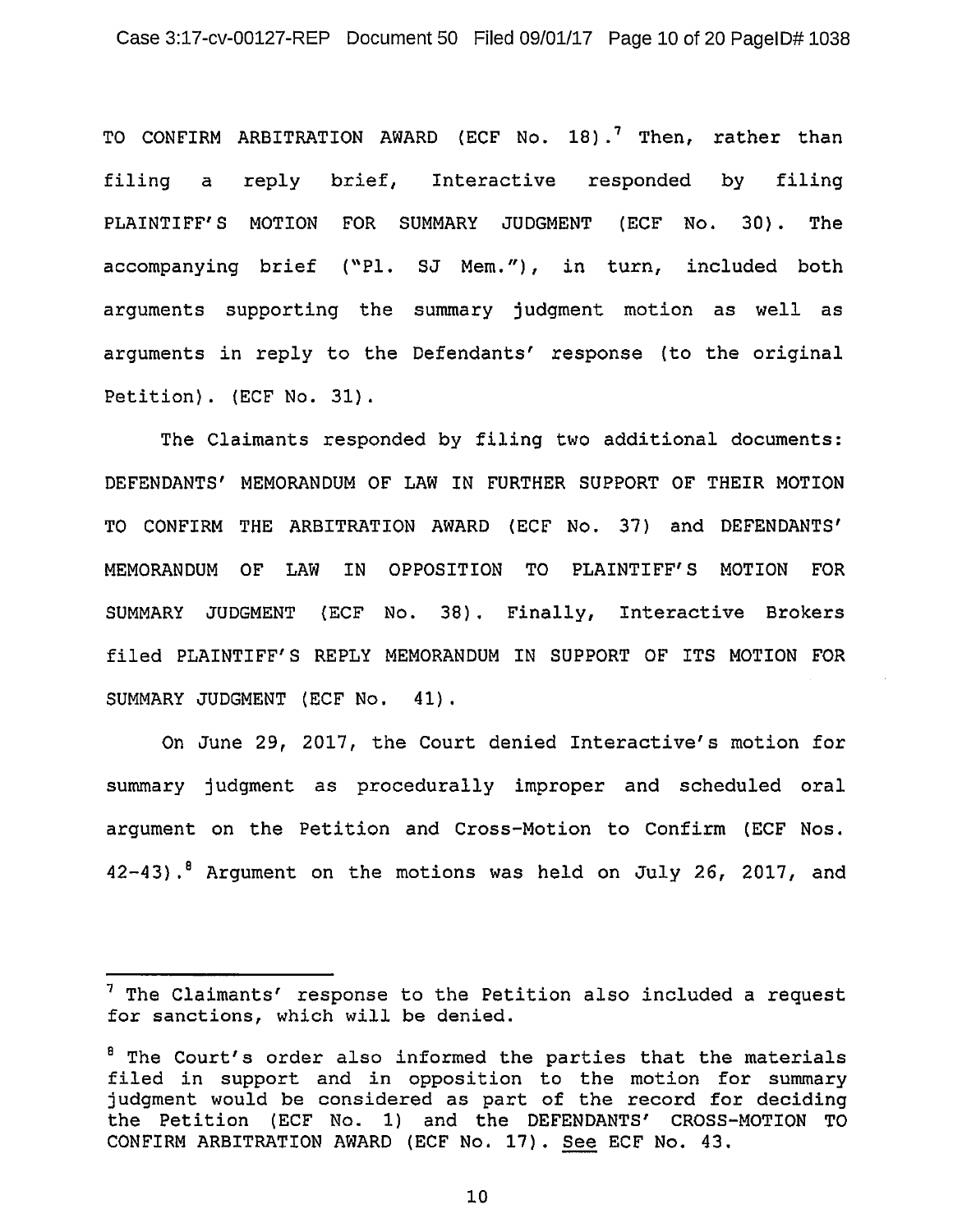TO CONFIRM ARBITRATION AWARD (ECF No. 18).[7] Then, rather than filing a reply brief, Interactive responded by filing PLAINTIFF'S MOTION FOR SUMMARY JUDGMENT (ECF No. 30). The accompanying brief ("Pl. SJ Mem."), in turn, included both arguments supporting the summary judgment motion as well as arguments in reply to the Defendants' response (to the original Petition). (ECF No. 31).

The Claimants responded by filing two additional documents: DEFENDANTS' MEMORANDUM OF LAW IN FURTHER SUPPORT OF THEIR MOTION TO CONFIRM THE ARBITRATION AWARD (ECF No. 37) and DEFENDANTS' MEMORANDUM OF LAW IN OPPOSITION TO PLAINTIFF'S MOTION FOR SUMMARY JUDGMENT (ECF No. 38). Finally, Interactive Brokers filed PLAINTIFF'S REPLY MEMORANDUM IN SUPPORT OF ITS MOTION FOR SUMMARY JUDGMENT (ECF No. 41).

On June 29, 2017, the Court denied Interactive's motion for summary judgment as procedurally improper and scheduled oral argument on the Petition and Cross-Motion to Confirm (ECF Nos. 42-43).[8] Argument on the motions was held on July 26, 2017, and

---

[7] The Claimants' response to the Petition also included a request for sanctions, which will be denied.

[8] The Court's order also informed the parties that the materials filed in support and in opposition to the motion for summary judgment would be considered as part of the record for deciding the Petition (ECF No. 1) and the DEFENDANTS' CROSS-MOTION TO CONFIRM ARBITRATION AWARD (ECF No. 17). See ECF No. 43.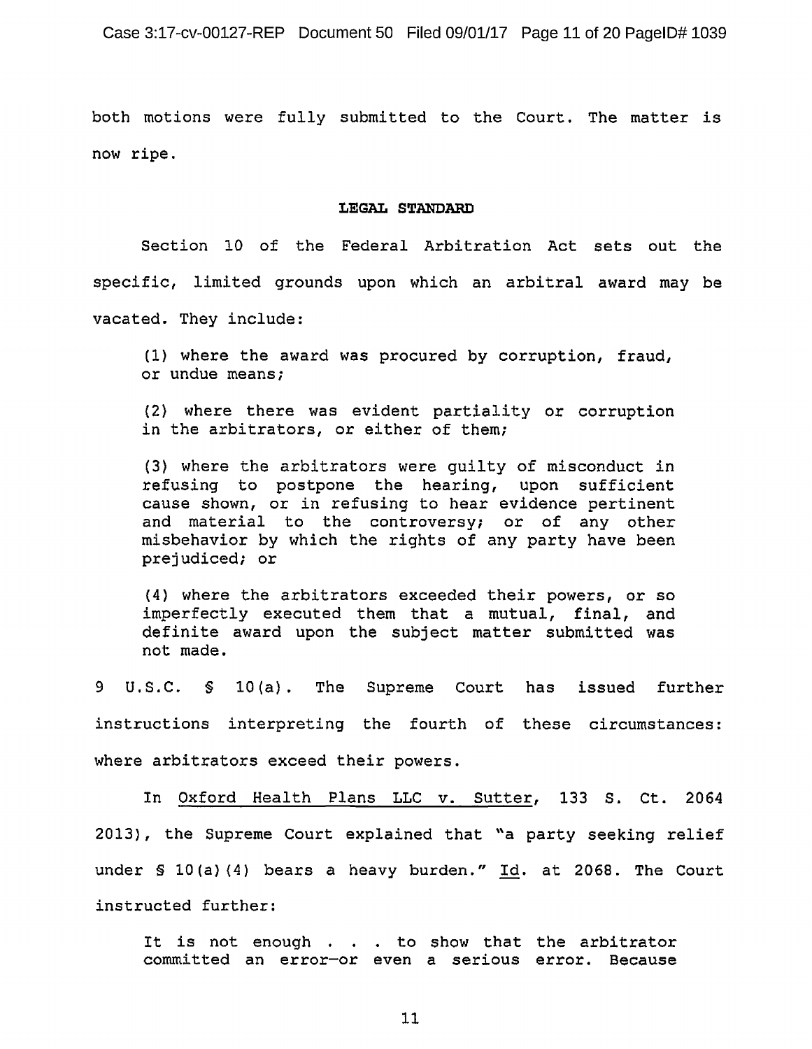both motions were fully submitted to the Court. The matter is now ripe.

## LEGAL STANDARD

Section 10 of the Federal Arbitration Act sets out the specific, limited grounds upon which an arbitral award may be vacated. They include:

> (1) where the award was procured by corruption, fraud, or undue means;
>
> (2) where there was evident partiality or corruption in the arbitrators, or either of them;
>
> (3) where the arbitrators were guilty of misconduct in refusing to postpone the hearing, upon sufficient cause shown, or in refusing to hear evidence pertinent and material to the controversy; or of any other misbehavior by which the rights of any party have been prejudiced; or
>
> (4) where the arbitrators exceeded their powers, or so imperfectly executed them that a mutual, final, and definite award upon the subject matter submitted was not made.

9 U.S.C. § 10(a). The Supreme Court has issued further instructions interpreting the fourth of these circumstances: where arbitrators exceed their powers.

In Oxford Health Plans LLC v. Sutter, 133 S. Ct. 2064 2013), the Supreme Court explained that "a party seeking relief under § 10(a)(4) bears a heavy burden." Id. at 2068. The Court instructed further:

> It is not enough . . . to show that the arbitrator committed an error—or even a serious error. Because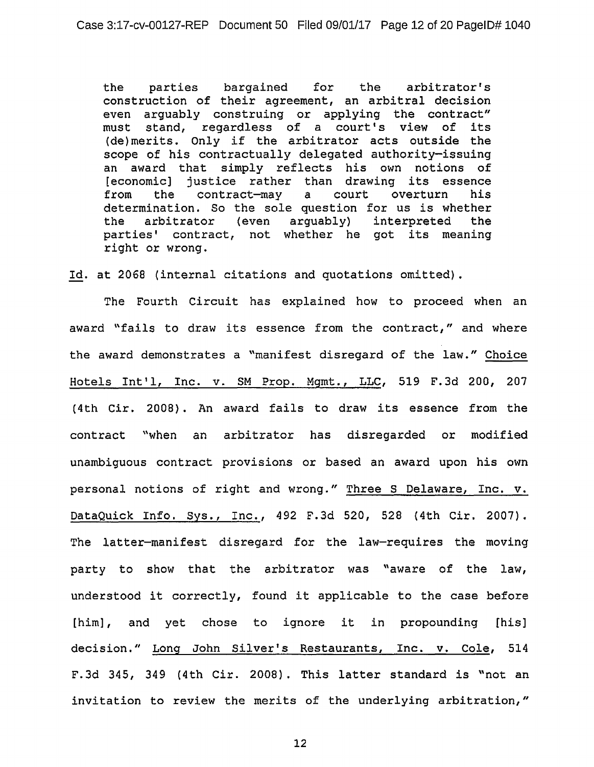> the parties bargained for the arbitrator's construction of their agreement, an arbitral decision even arguably construing or applying the contract" must stand, regardless of a court's view of its (de)merits. Only if the arbitrator acts outside the scope of his contractually delegated authority—issuing an award that simply reflects his own notions of [economic] justice rather than drawing its essence from the contract—may a court overturn his determination. So the sole question for us is whether the arbitrator (even arguably) interpreted the parties' contract, not whether he got its meaning right or wrong.

Id. at 2068 (internal citations and quotations omitted).

The Fourth Circuit has explained how to proceed when an award "fails to draw its essence from the contract," and where the award demonstrates a "manifest disregard of the law." Choice Hotels Int'l, Inc. v. SM Prop. Mgmt., LLC, 519 F.3d 200, 207 (4th Cir. 2008). An award fails to draw its essence from the contract "when an arbitrator has disregarded or modified unambiguous contract provisions or based an award upon his own personal notions of right and wrong." Three S Delaware, Inc. v. DataQuick Info. Sys., Inc., 492 F.3d 520, 528 (4th Cir. 2007). The latter—manifest disregard for the law—requires the moving party to show that the arbitrator was "aware of the law, understood it correctly, found it applicable to the case before [him], and yet chose to ignore it in propounding [his] decision." Long John Silver's Restaurants, Inc. v. Cole, 514 F.3d 345, 349 (4th Cir. 2008). This latter standard is "not an invitation to review the merits of the underlying arbitration,"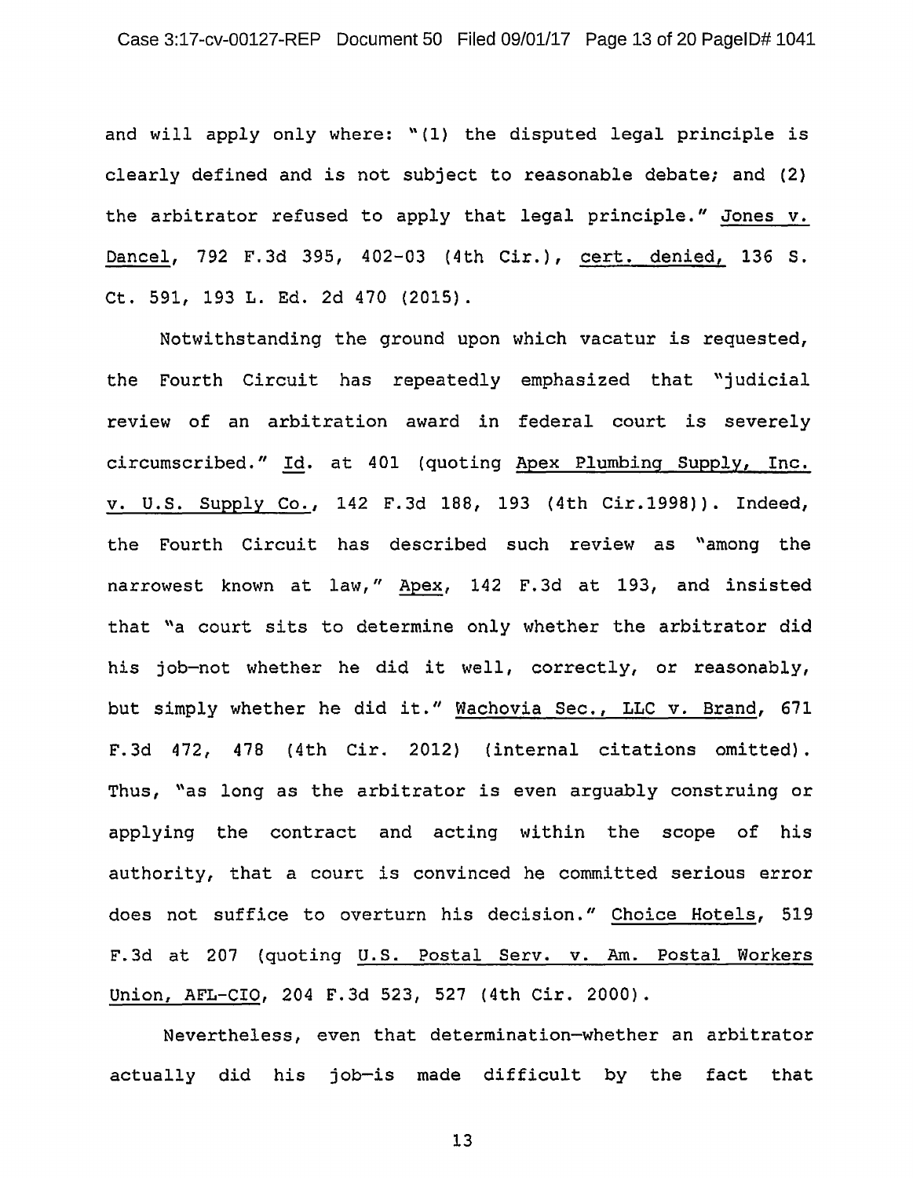and will apply only where: "(1) the disputed legal principle is clearly defined and is not subject to reasonable debate; and (2) the arbitrator refused to apply that legal principle." Jones v. Dancel, 792 F.3d 395, 402-03 (4th Cir.), cert. denied, 136 S. Ct. 591, 193 L. Ed. 2d 470 (2015).

Notwithstanding the ground upon which vacatur is requested, the Fourth Circuit has repeatedly emphasized that "judicial review of an arbitration award in federal court is severely circumscribed." Id. at 401 (quoting Apex Plumbing Supply, Inc. v. U.S. Supply Co., 142 F.3d 188, 193 (4th Cir.1998)). Indeed, the Fourth Circuit has described such review as "among the narrowest known at law," Apex, 142 F.3d at 193, and insisted that "a court sits to determine only whether the arbitrator did his job—not whether he did it well, correctly, or reasonably, but simply whether he did it." Wachovia Sec., LLC v. Brand, 671 F.3d 472, 478 (4th Cir. 2012) (internal citations omitted). Thus, "as long as the arbitrator is even arguably construing or applying the contract and acting within the scope of his authority, that a court is convinced he committed serious error does not suffice to overturn his decision." Choice Hotels, 519 F.3d at 207 (quoting U.S. Postal Serv. v. Am. Postal Workers Union, AFL-CIO, 204 F.3d 523, 527 (4th Cir. 2000).

Nevertheless, even that determination—whether an arbitrator actually did his job—is made difficult by the fact that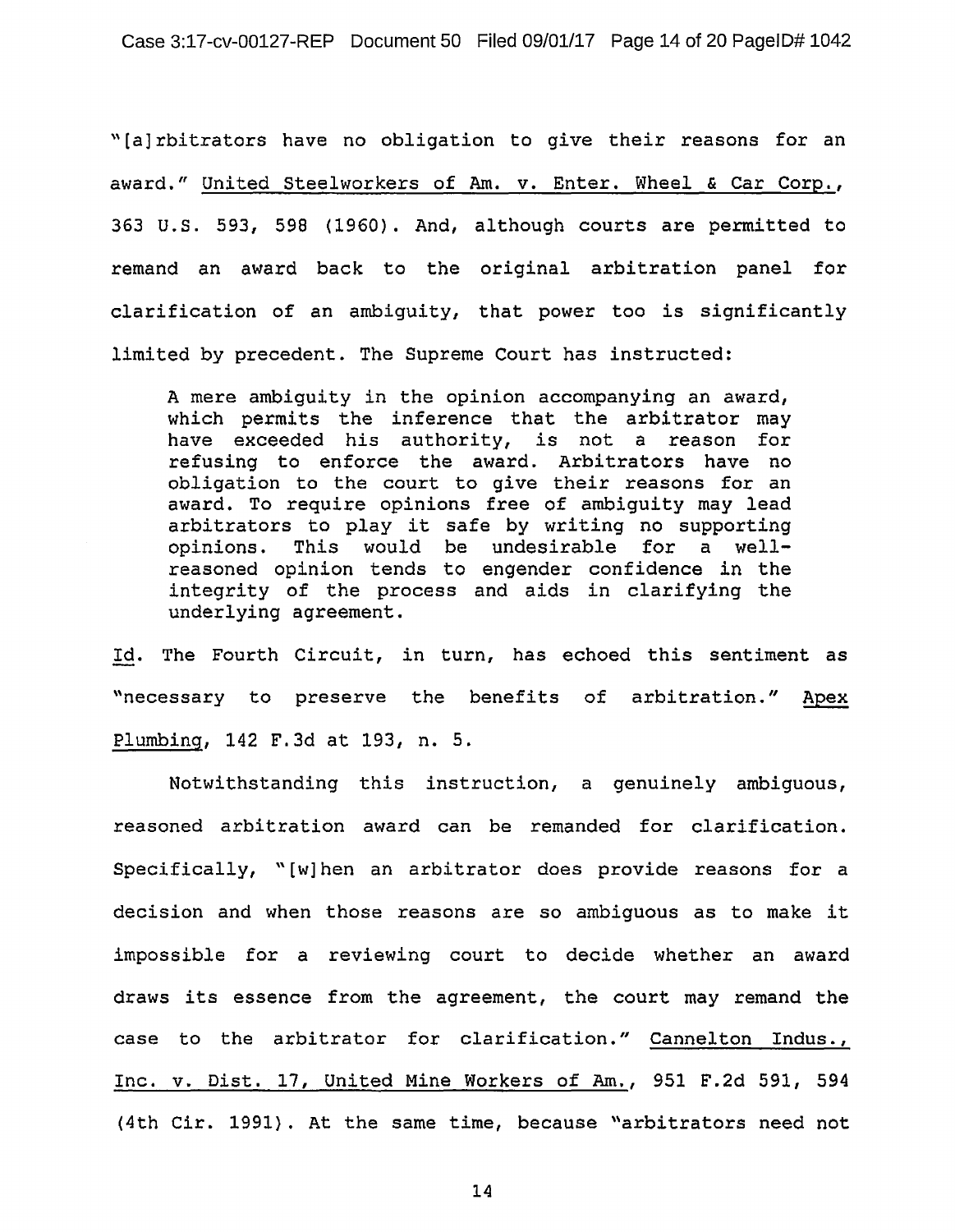"[a]rbitrators have no obligation to give their reasons for an award." United Steelworkers of Am. v. Enter. Wheel & Car Corp., 363 U.S. 593, 598 (1960). And, although courts are permitted to remand an award back to the original arbitration panel for clarification of an ambiguity, that power too is significantly limited by precedent. The Supreme Court has instructed:

> A mere ambiguity in the opinion accompanying an award, which permits the inference that the arbitrator may have exceeded his authority, is not a reason for refusing to enforce the award. Arbitrators have no obligation to the court to give their reasons for an award. To require opinions free of ambiguity may lead arbitrators to play it safe by writing no supporting opinions. This would be undesirable for a well-reasoned opinion tends to engender confidence in the integrity of the process and aids in clarifying the underlying agreement.

Id. The Fourth Circuit, in turn, has echoed this sentiment as "necessary to preserve the benefits of arbitration." Apex Plumbing, 142 F.3d at 193, n. 5.

Notwithstanding this instruction, a genuinely ambiguous, reasoned arbitration award can be remanded for clarification. Specifically, "[w]hen an arbitrator does provide reasons for a decision and when those reasons are so ambiguous as to make it impossible for a reviewing court to decide whether an award draws its essence from the agreement, the court may remand the case to the arbitrator for clarification." Cannelton Indus., Inc. v. Dist. 17, United Mine Workers of Am., 951 F.2d 591, 594 (4th Cir. 1991). At the same time, because "arbitrators need not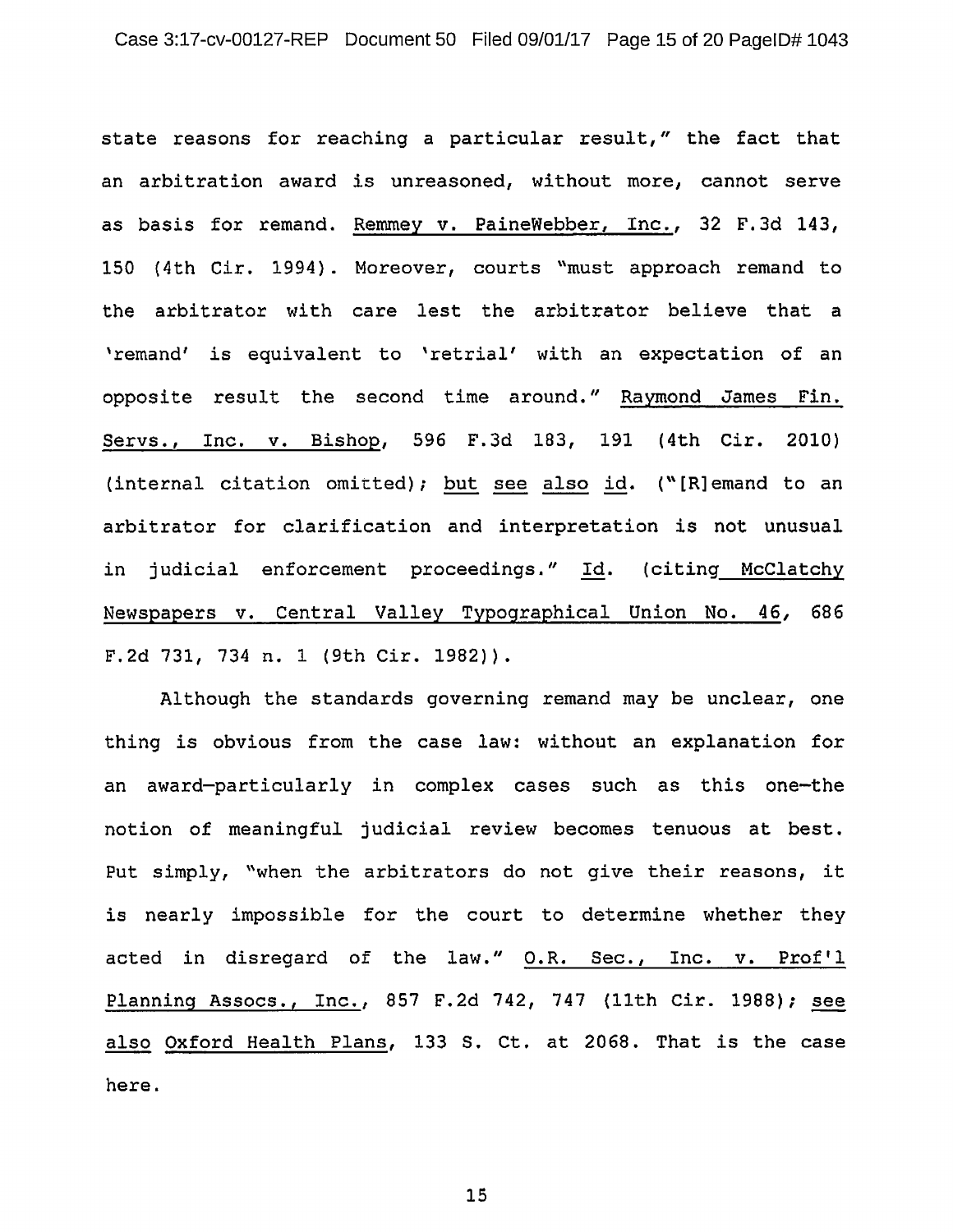state reasons for reaching a particular result," the fact that an arbitration award is unreasoned, without more, cannot serve as basis for remand. Remmey v. PaineWebber, Inc., 32 F.3d 143, 150 (4th Cir. 1994). Moreover, courts "must approach remand to the arbitrator with care lest the arbitrator believe that a 'remand' is equivalent to 'retrial' with an expectation of an opposite result the second time around." Raymond James Fin. Servs., Inc. v. Bishop, 596 F.3d 183, 191 (4th Cir. 2010) (internal citation omitted); but see also id. ("[R]emand to an arbitrator for clarification and interpretation is not unusual in judicial enforcement proceedings." Id. (citing McClatchy Newspapers v. Central Valley Typographical Union No. 46, 686 F.2d 731, 734 n. 1 (9th Cir. 1982)).

Although the standards governing remand may be unclear, one thing is obvious from the case law: without an explanation for an award—particularly in complex cases such as this one—the notion of meaningful judicial review becomes tenuous at best. Put simply, "when the arbitrators do not give their reasons, it is nearly impossible for the court to determine whether they acted in disregard of the law." O.R. Sec., Inc. v. Prof'l Planning Assocs., Inc., 857 F.2d 742, 747 (11th Cir. 1988); see also Oxford Health Plans, 133 S. Ct. at 2068. That is the case here.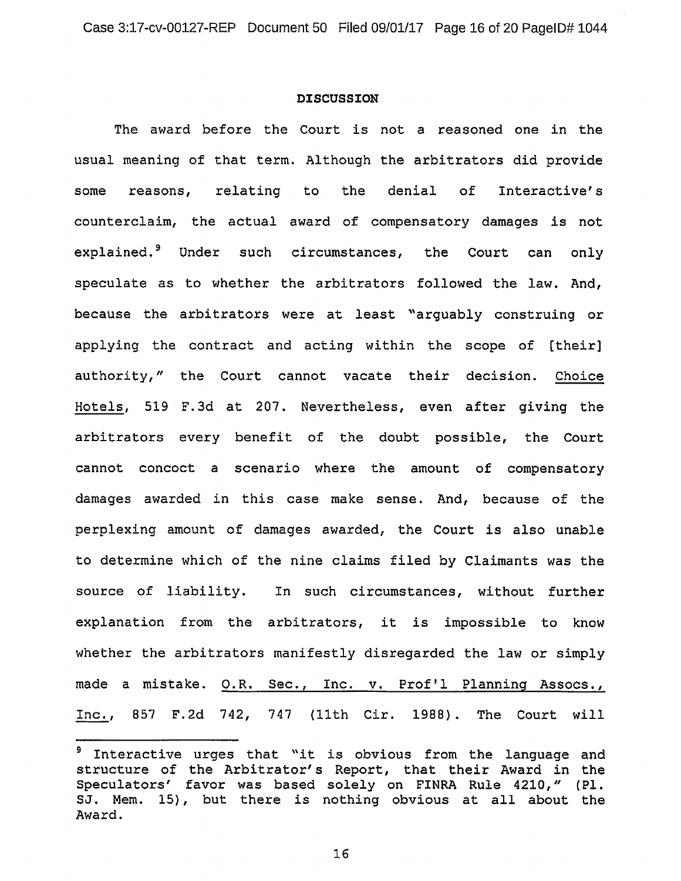**DISCUSSION**

The award before the Court is not a reasoned one in the usual meaning of that term. Although the arbitrators did provide some reasons, relating to the denial of Interactive's counterclaim, the actual award of compensatory damages is not explained.[9] Under such circumstances, the Court can only speculate as to whether the arbitrators followed the law. And, because the arbitrators were at least "arguably construing or applying the contract and acting within the scope of [their] authority," the Court cannot vacate their decision. Choice Hotels, 519 F.3d at 207. Nevertheless, even after giving the arbitrators every benefit of the doubt possible, the Court cannot concoct a scenario where the amount of compensatory damages awarded in this case make sense. And, because of the perplexing amount of damages awarded, the Court is also unable to determine which of the nine claims filed by Claimants was the source of liability. In such circumstances, without further explanation from the arbitrators, it is impossible to know whether the arbitrators manifestly disregarded the law or simply made a mistake. O.R. Sec., Inc. v. Prof'l Planning Assocs., Inc., 857 F.2d 742, 747 (11th Cir. 1988). The Court will

---

[9] Interactive urges that "it is obvious from the language and structure of the Arbitrator's Report, that their Award in the Speculators' favor was based solely on FINRA Rule 4210," (Pl. SJ. Mem. 15), but there is nothing obvious at all about the Award.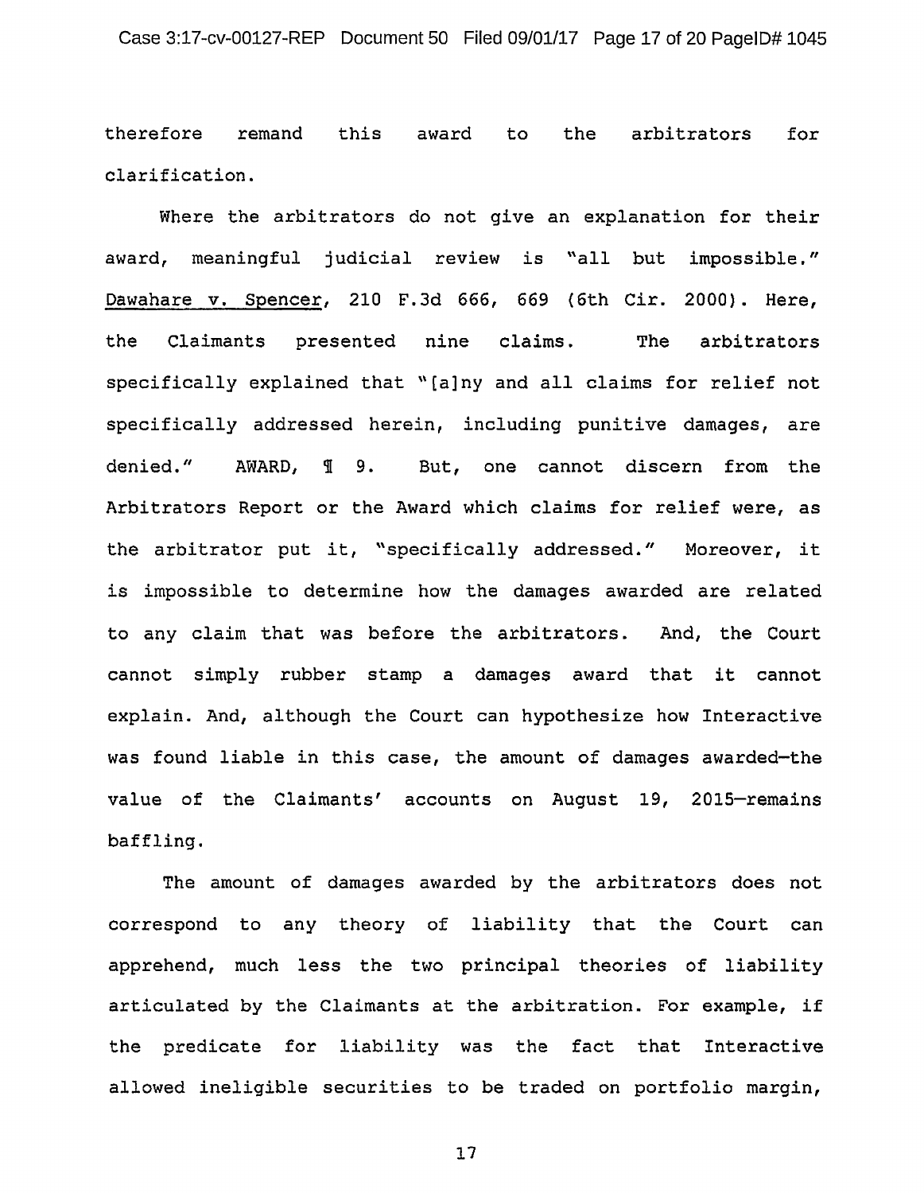therefore remand this award to the arbitrators for clarification.

Where the arbitrators do not give an explanation for their award, meaningful judicial review is "all but impossible." Dawahare v. Spencer, 210 F.3d 666, 669 (6th Cir. 2000). Here, the Claimants presented nine claims. The arbitrators specifically explained that "[a]ny and all claims for relief not specifically addressed herein, including punitive damages, are denied." AWARD, ¶ 9. But, one cannot discern from the Arbitrators Report or the Award which claims for relief were, as the arbitrator put it, "specifically addressed." Moreover, it is impossible to determine how the damages awarded are related to any claim that was before the arbitrators. And, the Court cannot simply rubber stamp a damages award that it cannot explain. And, although the Court can hypothesize how Interactive was found liable in this case, the amount of damages awarded—the value of the Claimants' accounts on August 19, 2015—remains baffling.

The amount of damages awarded by the arbitrators does not correspond to any theory of liability that the Court can apprehend, much less the two principal theories of liability articulated by the Claimants at the arbitration. For example, if the predicate for liability was the fact that Interactive allowed ineligible securities to be traded on portfolio margin,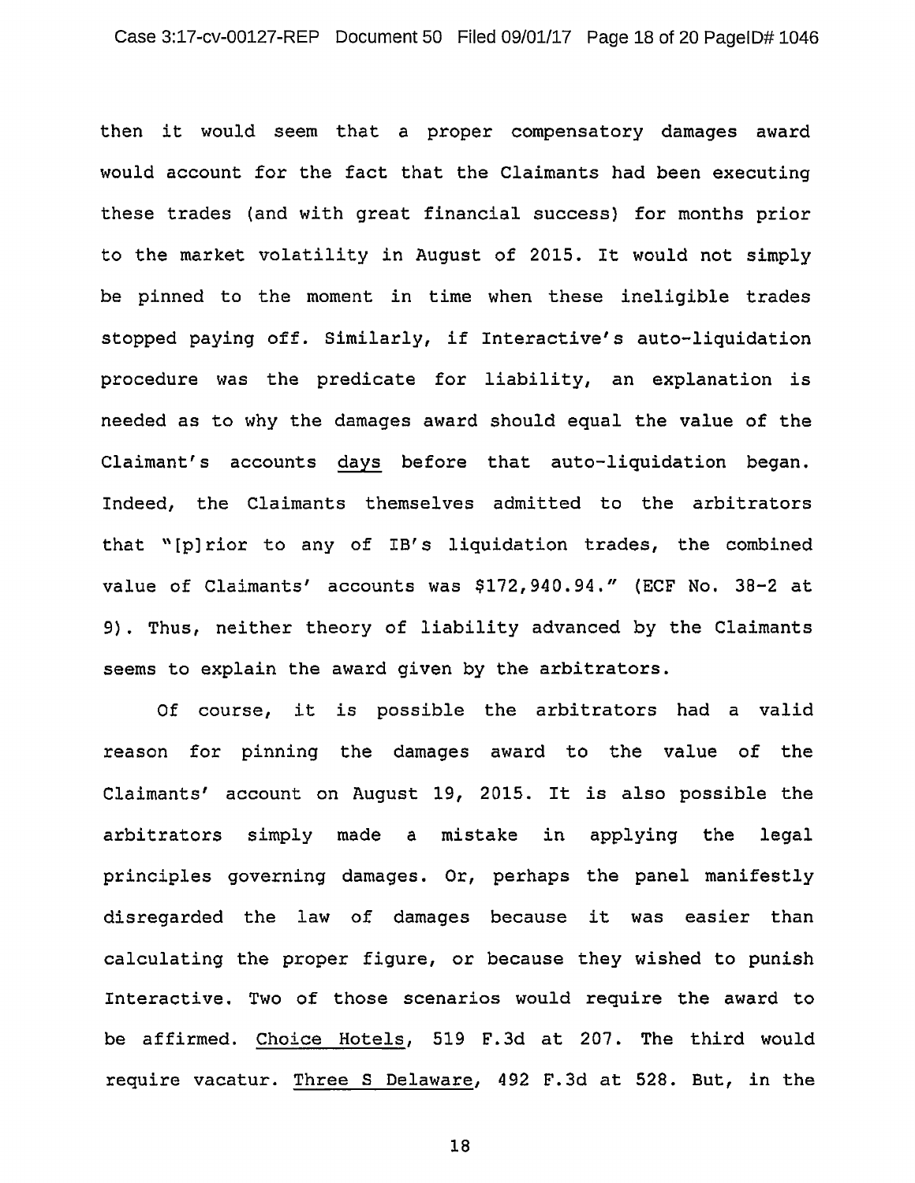then it would seem that a proper compensatory damages award would account for the fact that the Claimants had been executing these trades (and with great financial success) for months prior to the market volatility in August of 2015. It would not simply be pinned to the moment in time when these ineligible trades stopped paying off. Similarly, if Interactive's auto-liquidation procedure was the predicate for liability, an explanation is needed as to why the damages award should equal the value of the Claimant's accounts <u>days</u> before that auto-liquidation began. Indeed, the Claimants themselves admitted to the arbitrators that "[p]rior to any of IB's liquidation trades, the combined value of Claimants' accounts was $172,940.94." (ECF No. 38-2 at 9). Thus, neither theory of liability advanced by the Claimants seems to explain the award given by the arbitrators.

Of course, it is possible the arbitrators had a valid reason for pinning the damages award to the value of the Claimants' account on August 19, 2015. It is also possible the arbitrators simply made a mistake in applying the legal principles governing damages. Or, perhaps the panel manifestly disregarded the law of damages because it was easier than calculating the proper figure, or because they wished to punish Interactive. Two of those scenarios would require the award to be affirmed. <u>Choice Hotels</u>, 519 F.3d at 207. The third would require vacatur. <u>Three S Delaware</u>, 492 F.3d at 528. But, in the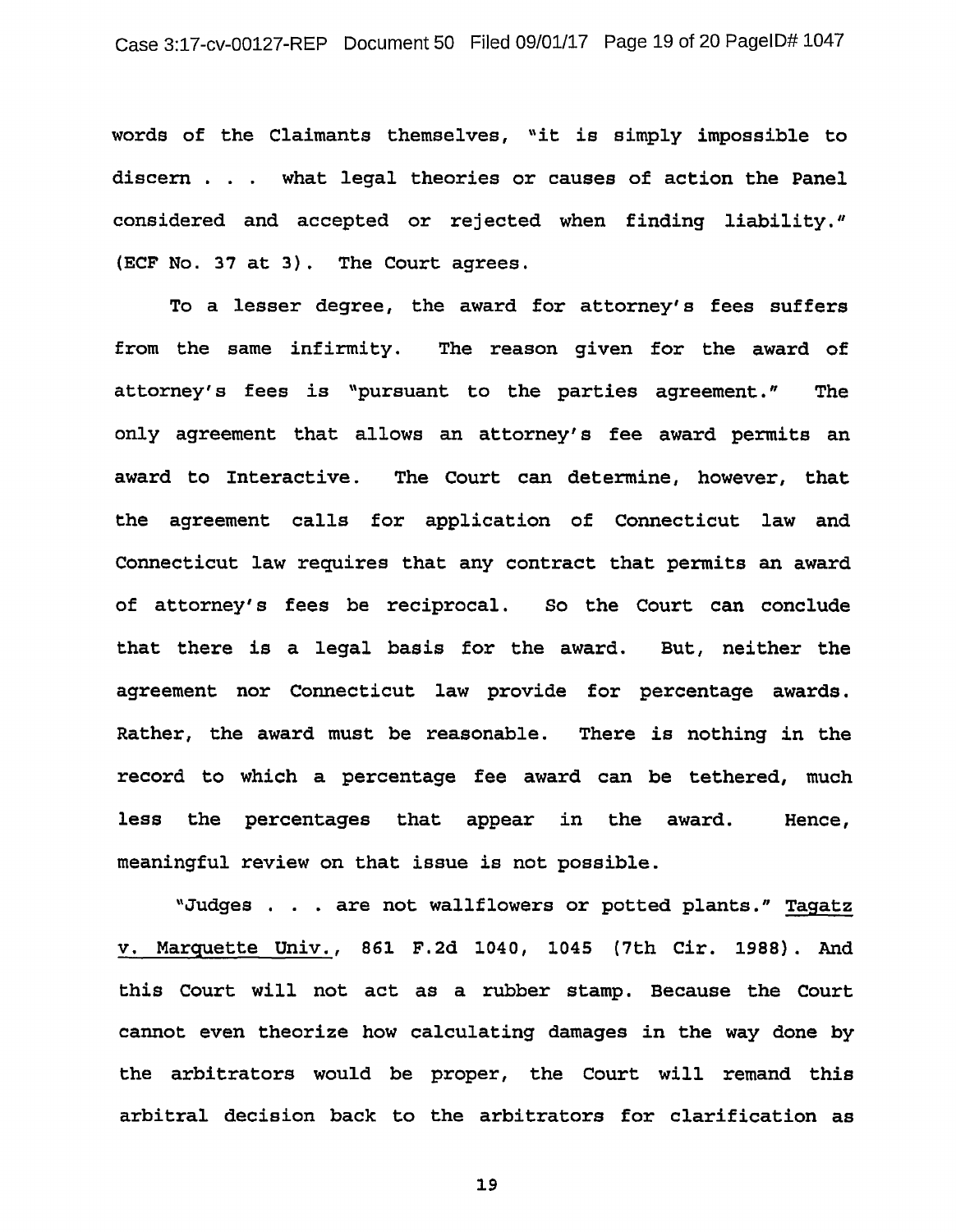words of the Claimants themselves, "it is simply impossible to discern . . . what legal theories or causes of action the Panel considered and accepted or rejected when finding liability." (ECF No. 37 at 3). The Court agrees.

To a lesser degree, the award for attorney's fees suffers from the same infirmity. The reason given for the award of attorney's fees is "pursuant to the parties agreement." The only agreement that allows an attorney's fee award permits an award to Interactive. The Court can determine, however, that the agreement calls for application of Connecticut law and Connecticut law requires that any contract that permits an award of attorney's fees be reciprocal. So the Court can conclude that there is a legal basis for the award. But, neither the agreement nor Connecticut law provide for percentage awards. Rather, the award must be reasonable. There is nothing in the record to which a percentage fee award can be tethered, much less the percentages that appear in the award. Hence, meaningful review on that issue is not possible.

"Judges . . . are not wallflowers or potted plants." Tagatz v. Marquette Univ., 861 F.2d 1040, 1045 (7th Cir. 1988). And this Court will not act as a rubber stamp. Because the Court cannot even theorize how calculating damages in the way done by the arbitrators would be proper, the Court will remand this arbitral decision back to the arbitrators for clarification as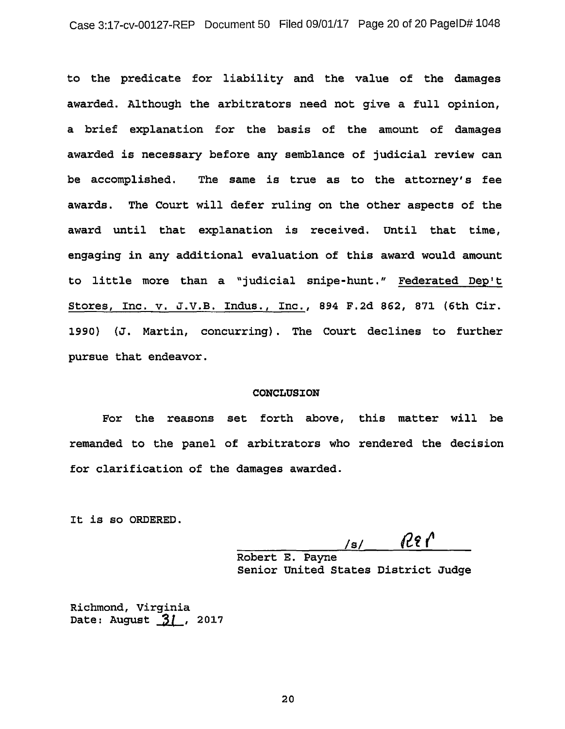to the predicate for liability and the value of the damages awarded. Although the arbitrators need not give a full opinion, a brief explanation for the basis of the amount of damages awarded is necessary before any semblance of judicial review can be accomplished. The same is true as to the attorney's fee awards. The Court will defer ruling on the other aspects of the award until that explanation is received. Until that time, engaging in any additional evaluation of this award would amount to little more than a "judicial snipe-hunt." Federated Dep't Stores, Inc. v. J.V.B. Indus., Inc., 894 F.2d 862, 871 (6th Cir. 1990) (J. Martin, concurring). The Court declines to further pursue that endeavor.

## CONCLUSION

For the reasons set forth above, this matter will be remanded to the panel of arbitrators who rendered the decision for clarification of the damages awarded.

It is so ORDERED.

/s/ REP

Robert E. Payne
Senior United States District Judge

Richmond, Virginia
Date: August 31, 2017